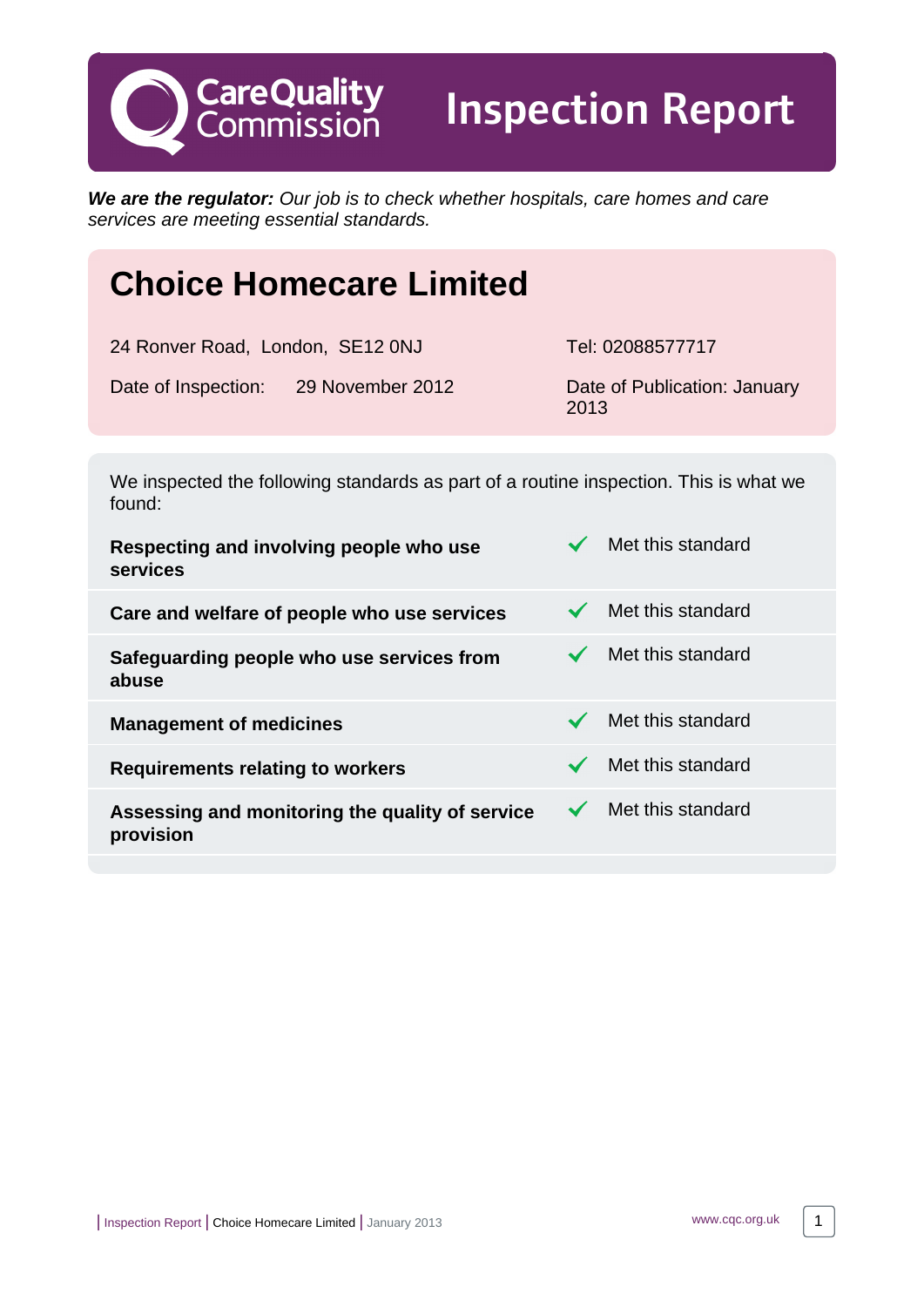# Care Quality Commission — Inspection Report

***We are the regulator:*** *Our job is to check whether hospitals, care homes and care services are meeting essential standards.*

## Choice Homecare Limited

24 Ronver Road, London, SE12 0NJ

Tel: 02088577717

Date of Inspection: 29 November 2012

Date of Publication: January 2013

We inspected the following standards as part of a routine inspection. This is what we found:

| Standard | Result |
| --- | --- |
| **Respecting and involving people who use services** | ✓ Met this standard |
| **Care and welfare of people who use services** | ✓ Met this standard |
| **Safeguarding people who use services from abuse** | ✓ Met this standard |
| **Management of medicines** | ✓ Met this standard |
| **Requirements relating to workers** | ✓ Met this standard |
| **Assessing and monitoring the quality of service provision** | ✓ Met this standard |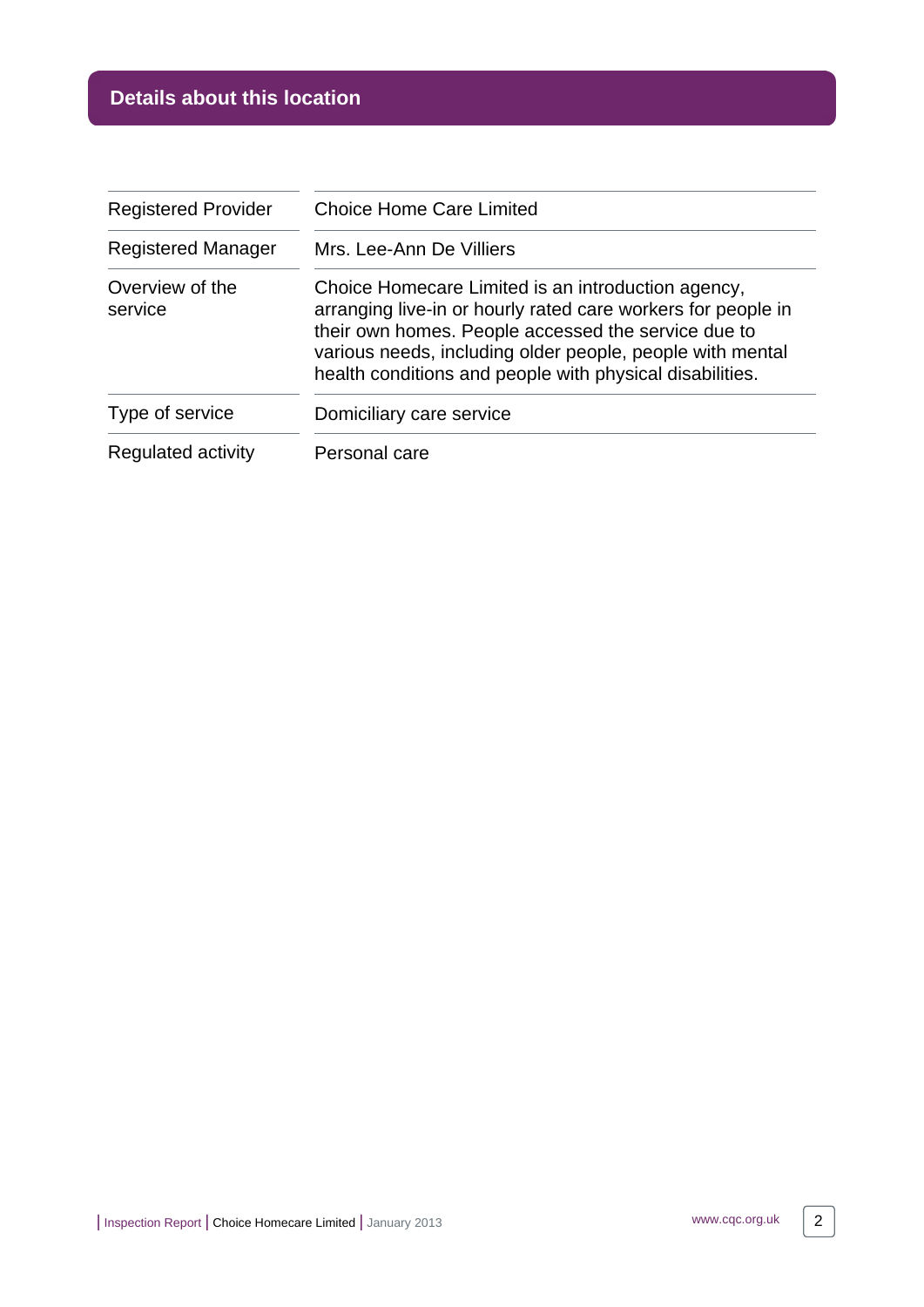## Details about this location

| | |
|---|---|
| Registered Provider | Choice Home Care Limited |
| Registered Manager | Mrs. Lee-Ann De Villiers |
| Overview of the service | Choice Homecare Limited is an introduction agency, arranging live-in or hourly rated care workers for people in their own homes. People accessed the service due to various needs, including older people, people with mental health conditions and people with physical disabilities. |
| Type of service | Domiciliary care service |
| Regulated activity | Personal care |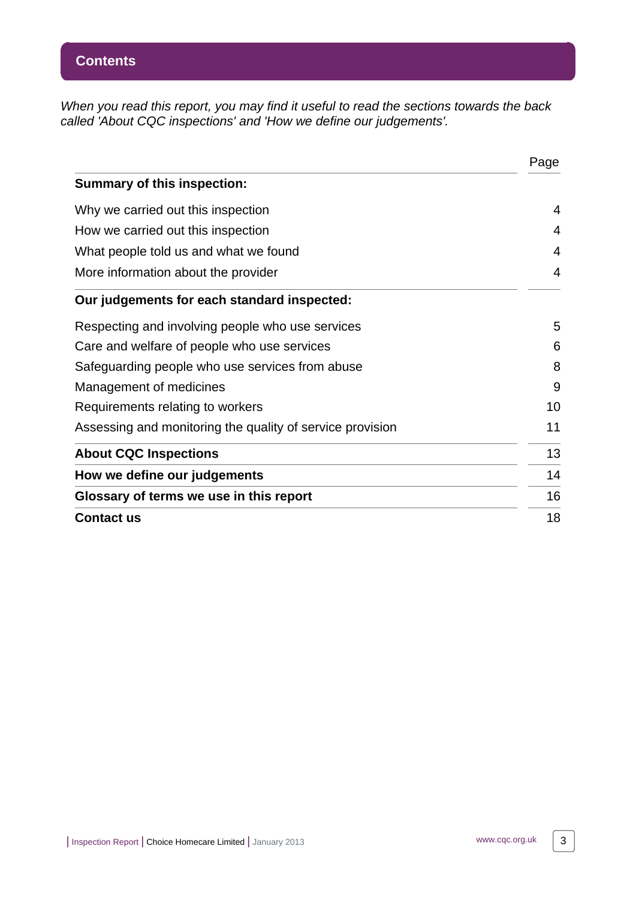## Contents

*When you read this report, you may find it useful to read the sections towards the back called 'About CQC inspections' and 'How we define our judgements'.*

| | Page |
|---|---|
| **Summary of this inspection:** | |
| Why we carried out this inspection | 4 |
| How we carried out this inspection | 4 |
| What people told us and what we found | 4 |
| More information about the provider | 4 |
| **Our judgements for each standard inspected:** | |
| Respecting and involving people who use services | 5 |
| Care and welfare of people who use services | 6 |
| Safeguarding people who use services from abuse | 8 |
| Management of medicines | 9 |
| Requirements relating to workers | 10 |
| Assessing and monitoring the quality of service provision | 11 |
| **About CQC Inspections** | 13 |
| **How we define our judgements** | 14 |
| **Glossary of terms we use in this report** | 16 |
| **Contact us** | 18 |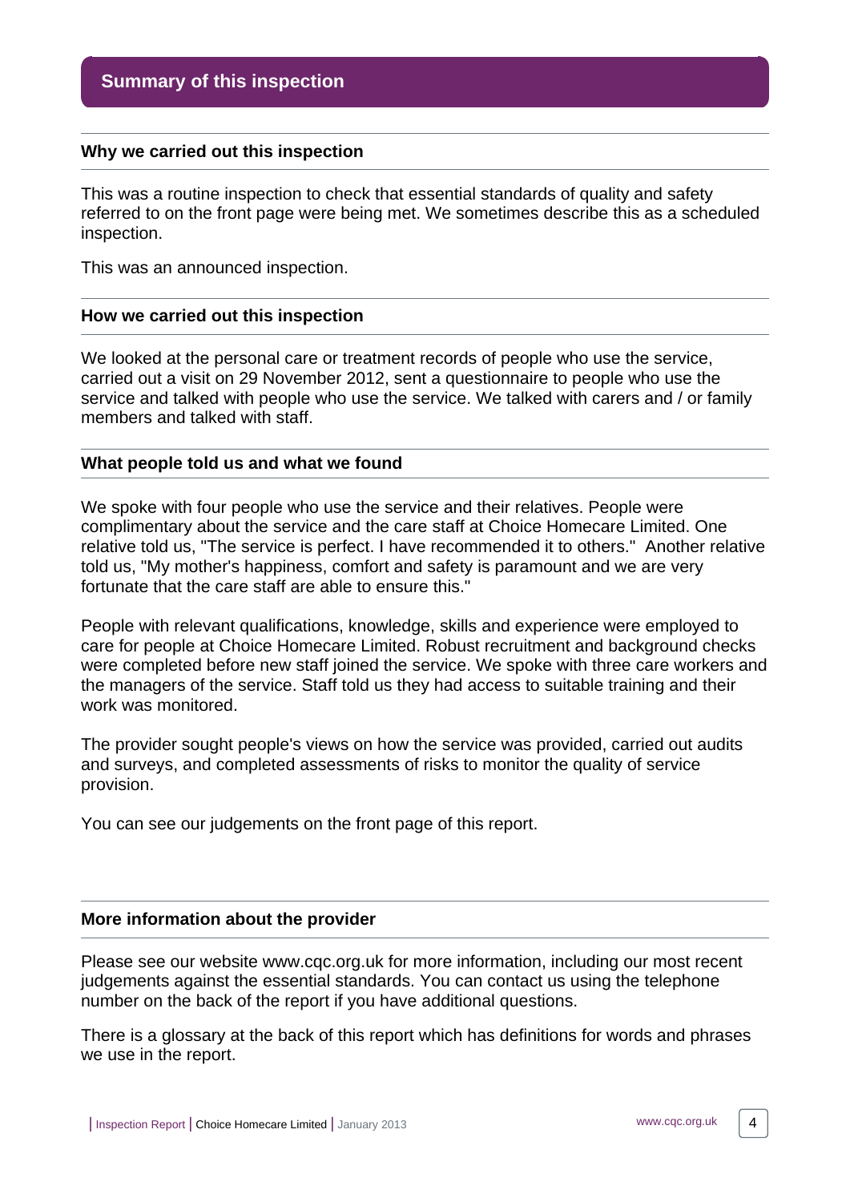## Summary of this inspection

### Why we carried out this inspection

This was a routine inspection to check that essential standards of quality and safety referred to on the front page were being met. We sometimes describe this as a scheduled inspection.

This was an announced inspection.

### How we carried out this inspection

We looked at the personal care or treatment records of people who use the service, carried out a visit on 29 November 2012, sent a questionnaire to people who use the service and talked with people who use the service. We talked with carers and / or family members and talked with staff.

### What people told us and what we found

We spoke with four people who use the service and their relatives. People were complimentary about the service and the care staff at Choice Homecare Limited. One relative told us, "The service is perfect. I have recommended it to others."  Another relative told us, "My mother's happiness, comfort and safety is paramount and we are very fortunate that the care staff are able to ensure this."

People with relevant qualifications, knowledge, skills and experience were employed to care for people at Choice Homecare Limited. Robust recruitment and background checks were completed before new staff joined the service. We spoke with three care workers and the managers of the service. Staff told us they had access to suitable training and their work was monitored.

The provider sought people's views on how the service was provided, carried out audits and surveys, and completed assessments of risks to monitor the quality of service provision.

You can see our judgements on the front page of this report.

### More information about the provider

Please see our website www.cqc.org.uk for more information, including our most recent judgements against the essential standards. You can contact us using the telephone number on the back of the report if you have additional questions.

There is a glossary at the back of this report which has definitions for words and phrases we use in the report.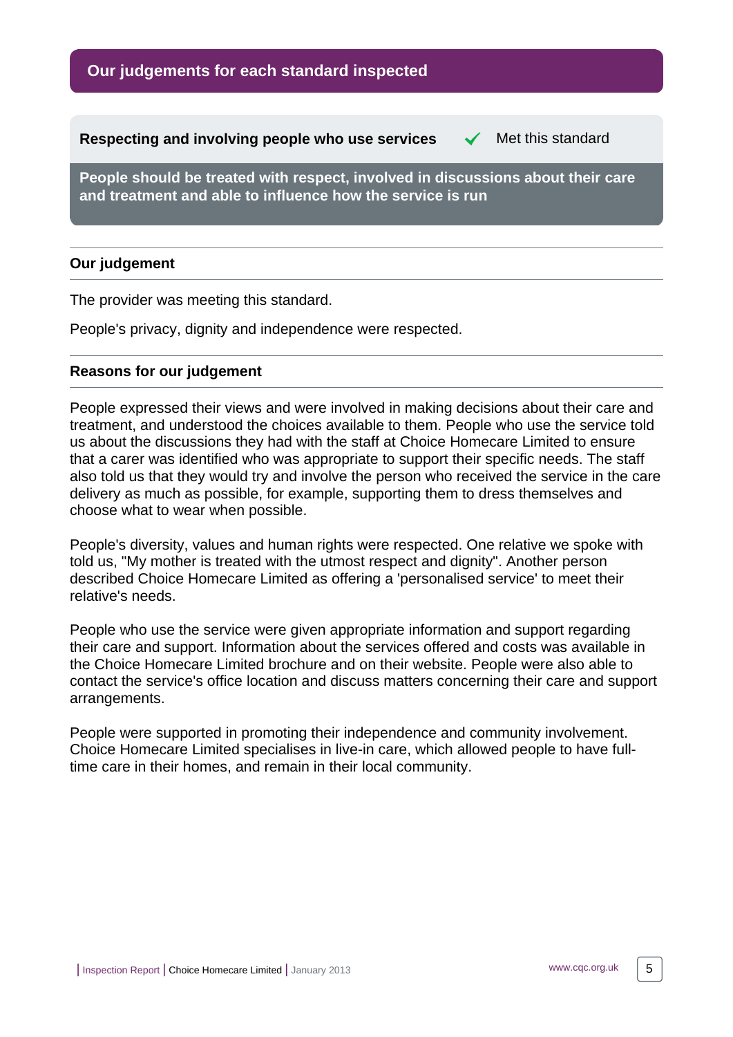## Our judgements for each standard inspected

### Respecting and involving people who use services — ✓ Met this standard

**People should be treated with respect, involved in discussions about their care and treatment and able to influence how the service is run**

#### Our judgement

The provider was meeting this standard.

People's privacy, dignity and independence were respected.

#### Reasons for our judgement

People expressed their views and were involved in making decisions about their care and treatment, and understood the choices available to them. People who use the service told us about the discussions they had with the staff at Choice Homecare Limited to ensure that a carer was identified who was appropriate to support their specific needs. The staff also told us that they would try and involve the person who received the service in the care delivery as much as possible, for example, supporting them to dress themselves and choose what to wear when possible.

People's diversity, values and human rights were respected. One relative we spoke with told us, "My mother is treated with the utmost respect and dignity". Another person described Choice Homecare Limited as offering a 'personalised service' to meet their relative's needs.

People who use the service were given appropriate information and support regarding their care and support. Information about the services offered and costs was available in the Choice Homecare Limited brochure and on their website. People were also able to contact the service's office location and discuss matters concerning their care and support arrangements.

People were supported in promoting their independence and community involvement. Choice Homecare Limited specialises in live-in care, which allowed people to have full-time care in their homes, and remain in their local community.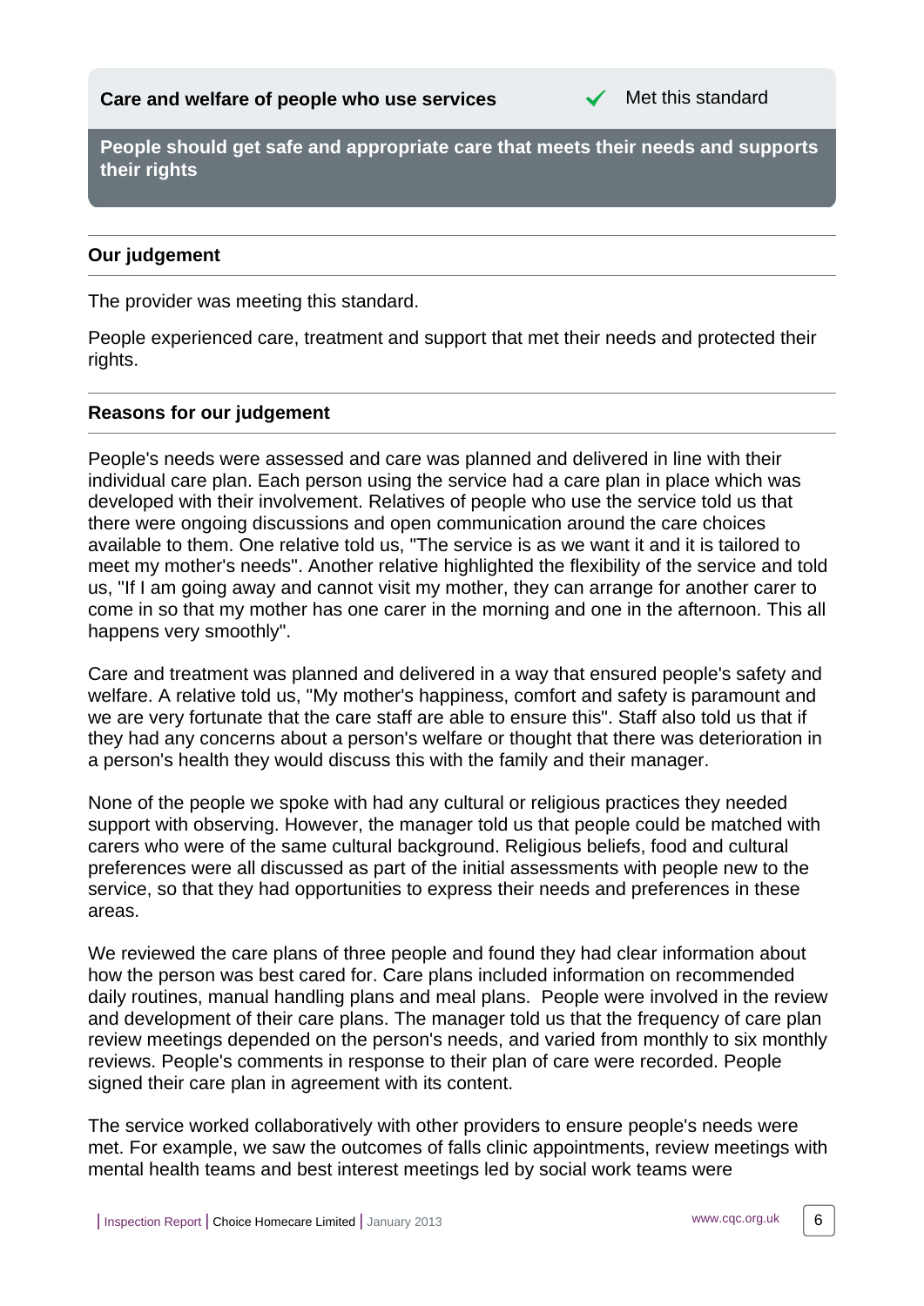**Care and welfare of people who use services** ✔ Met this standard

**People should get safe and appropriate care that meets their needs and supports their rights**

### Our judgement

The provider was meeting this standard.

People experienced care, treatment and support that met their needs and protected their rights.

### Reasons for our judgement

People's needs were assessed and care was planned and delivered in line with their individual care plan. Each person using the service had a care plan in place which was developed with their involvement. Relatives of people who use the service told us that there were ongoing discussions and open communication around the care choices available to them. One relative told us, "The service is as we want it and it is tailored to meet my mother's needs". Another relative highlighted the flexibility of the service and told us, "If I am going away and cannot visit my mother, they can arrange for another carer to come in so that my mother has one carer in the morning and one in the afternoon. This all happens very smoothly".

Care and treatment was planned and delivered in a way that ensured people's safety and welfare. A relative told us, "My mother's happiness, comfort and safety is paramount and we are very fortunate that the care staff are able to ensure this". Staff also told us that if they had any concerns about a person's welfare or thought that there was deterioration in a person's health they would discuss this with the family and their manager.

None of the people we spoke with had any cultural or religious practices they needed support with observing. However, the manager told us that people could be matched with carers who were of the same cultural background. Religious beliefs, food and cultural preferences were all discussed as part of the initial assessments with people new to the service, so that they had opportunities to express their needs and preferences in these areas.

We reviewed the care plans of three people and found they had clear information about how the person was best cared for. Care plans included information on recommended daily routines, manual handling plans and meal plans. People were involved in the review and development of their care plans. The manager told us that the frequency of care plan review meetings depended on the person's needs, and varied from monthly to six monthly reviews. People's comments in response to their plan of care were recorded. People signed their care plan in agreement with its content.

The service worked collaboratively with other providers to ensure people's needs were met. For example, we saw the outcomes of falls clinic appointments, review meetings with mental health teams and best interest meetings led by social work teams were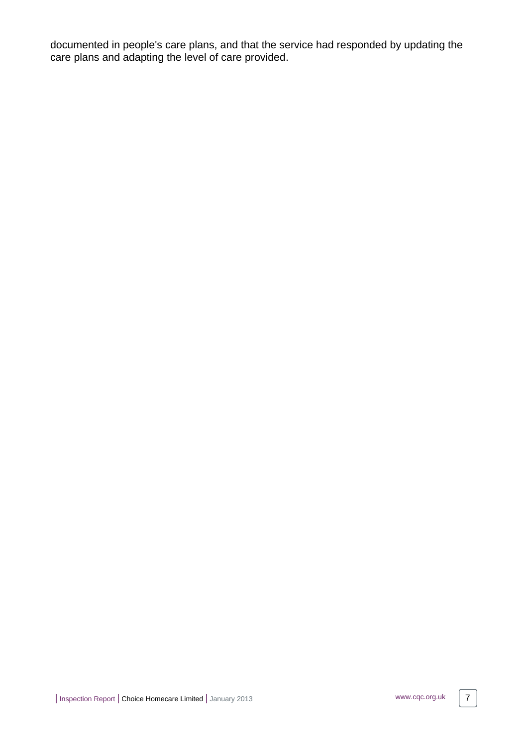documented in people's care plans, and that the service had responded by updating the care plans and adapting the level of care provided.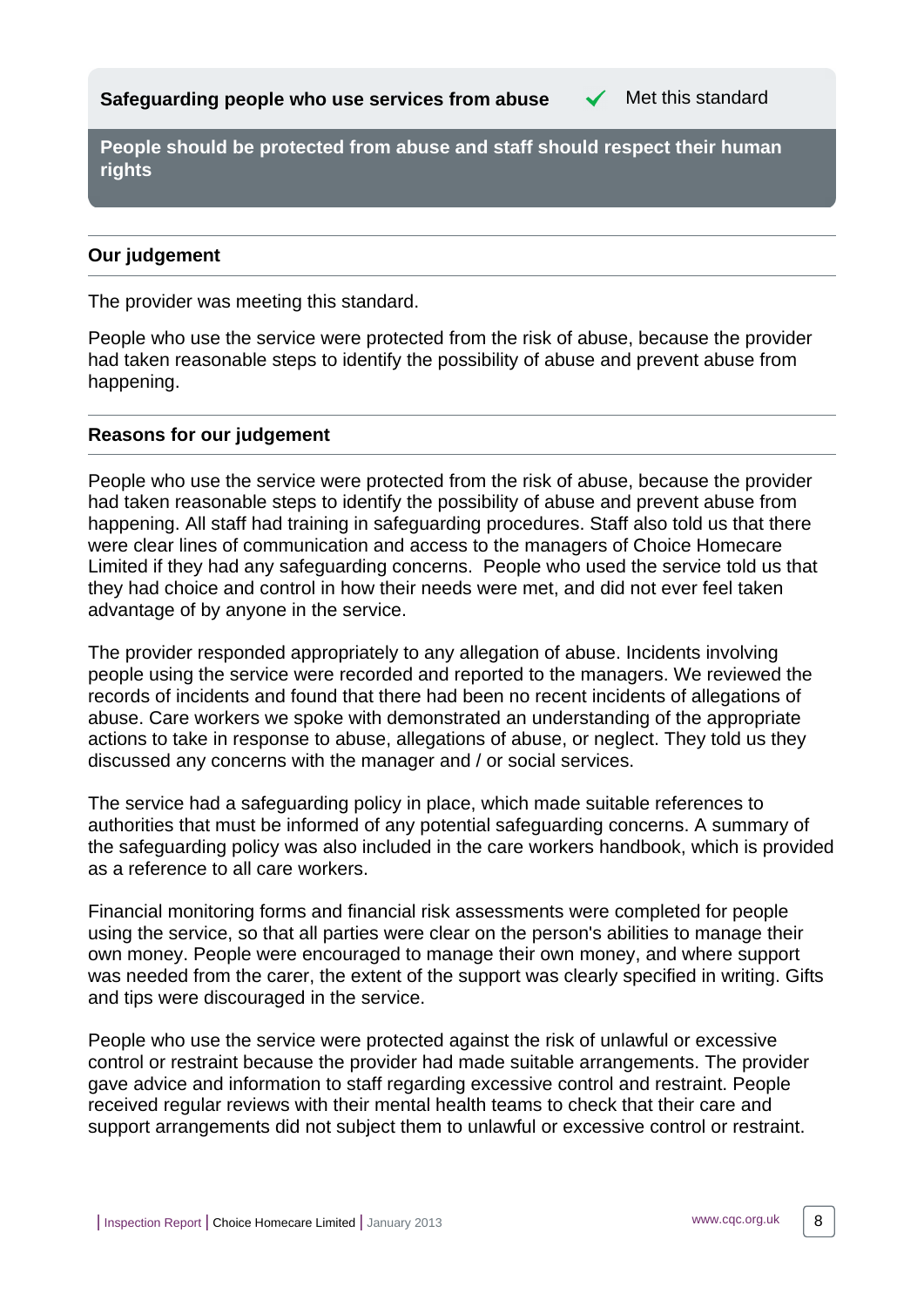**Safeguarding people who use services from abuse** ✓ Met this standard

**People should be protected from abuse and staff should respect their human rights**

### Our judgement

The provider was meeting this standard.

People who use the service were protected from the risk of abuse, because the provider had taken reasonable steps to identify the possibility of abuse and prevent abuse from happening.

### Reasons for our judgement

People who use the service were protected from the risk of abuse, because the provider had taken reasonable steps to identify the possibility of abuse and prevent abuse from happening. All staff had training in safeguarding procedures. Staff also told us that there were clear lines of communication and access to the managers of Choice Homecare Limited if they had any safeguarding concerns. People who used the service told us that they had choice and control in how their needs were met, and did not ever feel taken advantage of by anyone in the service.

The provider responded appropriately to any allegation of abuse. Incidents involving people using the service were recorded and reported to the managers. We reviewed the records of incidents and found that there had been no recent incidents of allegations of abuse. Care workers we spoke with demonstrated an understanding of the appropriate actions to take in response to abuse, allegations of abuse, or neglect. They told us they discussed any concerns with the manager and / or social services.

The service had a safeguarding policy in place, which made suitable references to authorities that must be informed of any potential safeguarding concerns. A summary of the safeguarding policy was also included in the care workers handbook, which is provided as a reference to all care workers.

Financial monitoring forms and financial risk assessments were completed for people using the service, so that all parties were clear on the person's abilities to manage their own money. People were encouraged to manage their own money, and where support was needed from the carer, the extent of the support was clearly specified in writing. Gifts and tips were discouraged in the service.

People who use the service were protected against the risk of unlawful or excessive control or restraint because the provider had made suitable arrangements. The provider gave advice and information to staff regarding excessive control and restraint. People received regular reviews with their mental health teams to check that their care and support arrangements did not subject them to unlawful or excessive control or restraint.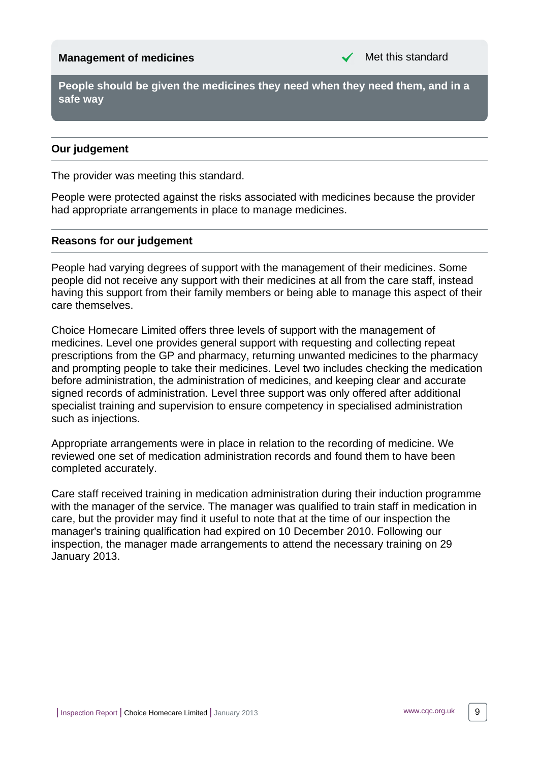## Management of medicines

✓ Met this standard

**People should be given the medicines they need when they need them, and in a safe way**

### Our judgement

The provider was meeting this standard.

People were protected against the risks associated with medicines because the provider had appropriate arrangements in place to manage medicines.

### Reasons for our judgement

People had varying degrees of support with the management of their medicines. Some people did not receive any support with their medicines at all from the care staff, instead having this support from their family members or being able to manage this aspect of their care themselves.

Choice Homecare Limited offers three levels of support with the management of medicines. Level one provides general support with requesting and collecting repeat prescriptions from the GP and pharmacy, returning unwanted medicines to the pharmacy and prompting people to take their medicines. Level two includes checking the medication before administration, the administration of medicines, and keeping clear and accurate signed records of administration. Level three support was only offered after additional specialist training and supervision to ensure competency in specialised administration such as injections.

Appropriate arrangements were in place in relation to the recording of medicine. We reviewed one set of medication administration records and found them to have been completed accurately.

Care staff received training in medication administration during their induction programme with the manager of the service. The manager was qualified to train staff in medication in care, but the provider may find it useful to note that at the time of our inspection the manager's training qualification had expired on 10 December 2010. Following our inspection, the manager made arrangements to attend the necessary training on 29 January 2013.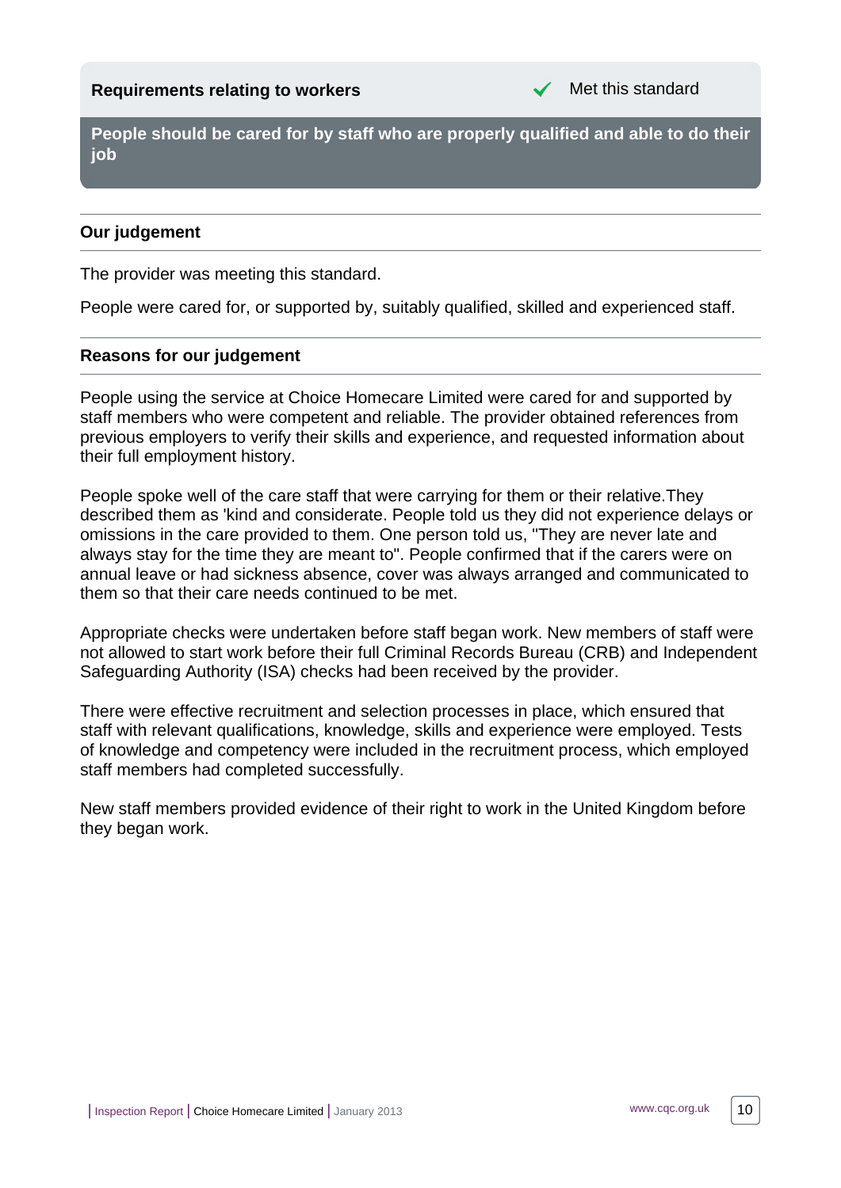**Requirements relating to workers** ✓ Met this standard

**People should be cared for by staff who are properly qualified and able to do their job**

### Our judgement

The provider was meeting this standard.

People were cared for, or supported by, suitably qualified, skilled and experienced staff.

### Reasons for our judgement

People using the service at Choice Homecare Limited were cared for and supported by staff members who were competent and reliable. The provider obtained references from previous employers to verify their skills and experience, and requested information about their full employment history.

People spoke well of the care staff that were carrying for them or their relative.They described them as 'kind and considerate. People told us they did not experience delays or omissions in the care provided to them. One person told us, "They are never late and always stay for the time they are meant to". People confirmed that if the carers were on annual leave or had sickness absence, cover was always arranged and communicated to them so that their care needs continued to be met.

Appropriate checks were undertaken before staff began work. New members of staff were not allowed to start work before their full Criminal Records Bureau (CRB) and Independent Safeguarding Authority (ISA) checks had been received by the provider.

There were effective recruitment and selection processes in place, which ensured that staff with relevant qualifications, knowledge, skills and experience were employed. Tests of knowledge and competency were included in the recruitment process, which employed staff members had completed successfully.

New staff members provided evidence of their right to work in the United Kingdom before they began work.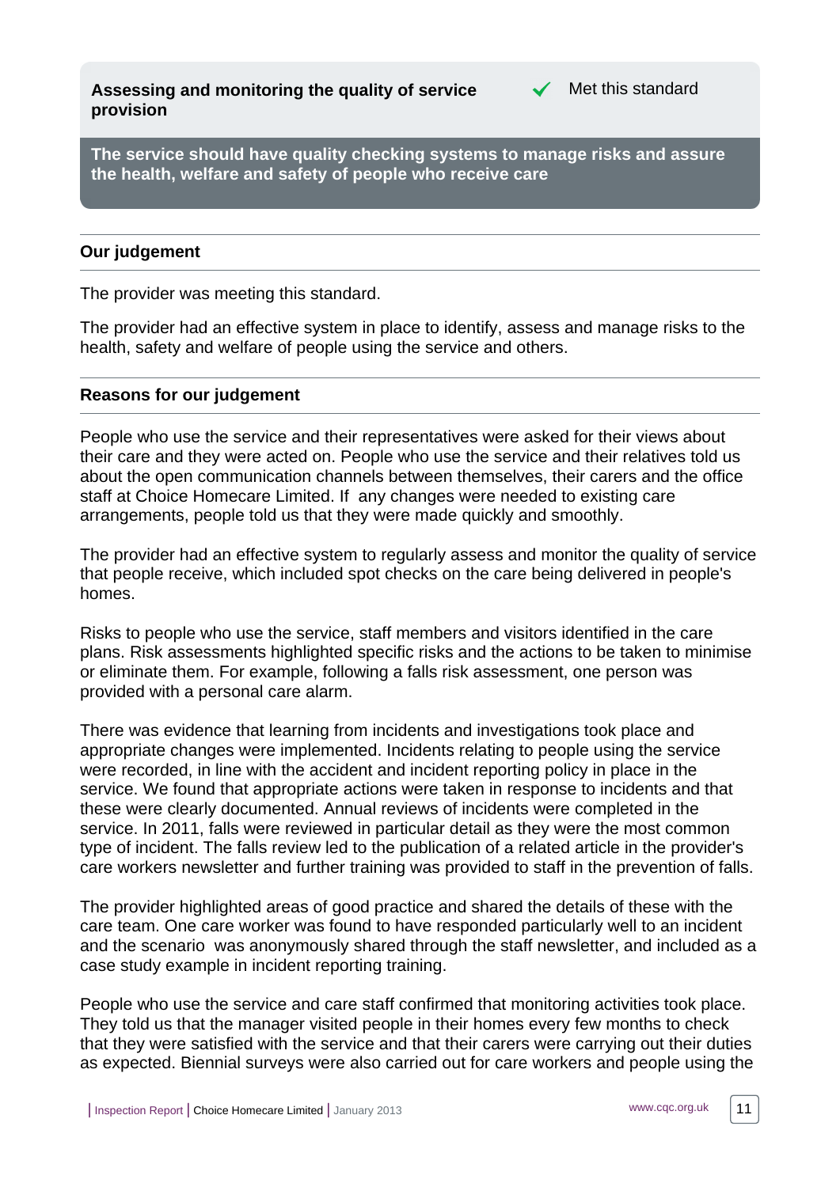## Assessing and monitoring the quality of service provision

✔ Met this standard

**The service should have quality checking systems to manage risks and assure the health, welfare and safety of people who receive care**

### Our judgement

The provider was meeting this standard.

The provider had an effective system in place to identify, assess and manage risks to the health, safety and welfare of people using the service and others.

### Reasons for our judgement

People who use the service and their representatives were asked for their views about their care and they were acted on. People who use the service and their relatives told us about the open communication channels between themselves, their carers and the office staff at Choice Homecare Limited. If any changes were needed to existing care arrangements, people told us that they were made quickly and smoothly.

The provider had an effective system to regularly assess and monitor the quality of service that people receive, which included spot checks on the care being delivered in people's homes.

Risks to people who use the service, staff members and visitors identified in the care plans. Risk assessments highlighted specific risks and the actions to be taken to minimise or eliminate them. For example, following a falls risk assessment, one person was provided with a personal care alarm.

There was evidence that learning from incidents and investigations took place and appropriate changes were implemented. Incidents relating to people using the service were recorded, in line with the accident and incident reporting policy in place in the service. We found that appropriate actions were taken in response to incidents and that these were clearly documented. Annual reviews of incidents were completed in the service. In 2011, falls were reviewed in particular detail as they were the most common type of incident. The falls review led to the publication of a related article in the provider's care workers newsletter and further training was provided to staff in the prevention of falls.

The provider highlighted areas of good practice and shared the details of these with the care team. One care worker was found to have responded particularly well to an incident and the scenario was anonymously shared through the staff newsletter, and included as a case study example in incident reporting training.

People who use the service and care staff confirmed that monitoring activities took place. They told us that the manager visited people in their homes every few months to check that they were satisfied with the service and that their carers were carrying out their duties as expected. Biennial surveys were also carried out for care workers and people using the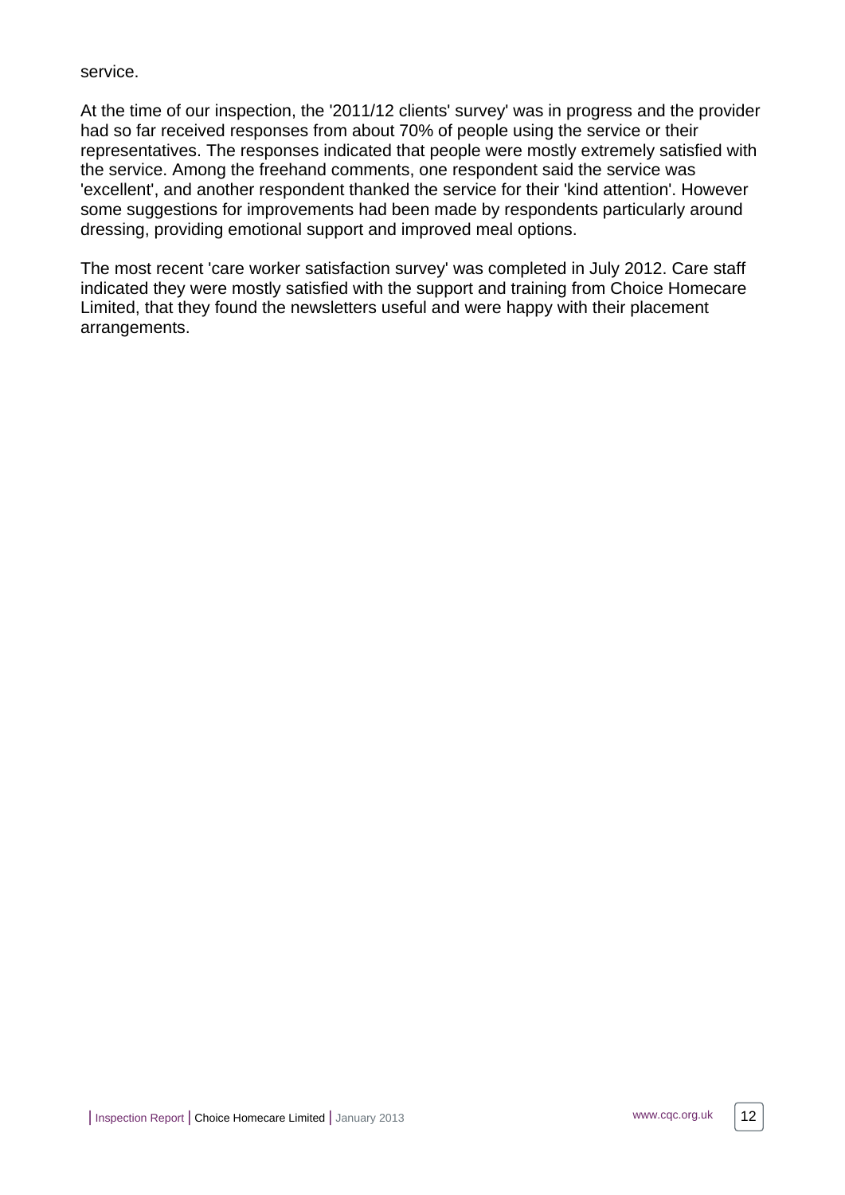service.

At the time of our inspection, the '2011/12 clients' survey' was in progress and the provider had so far received responses from about 70% of people using the service or their representatives. The responses indicated that people were mostly extremely satisfied with the service. Among the freehand comments, one respondent said the service was 'excellent', and another respondent thanked the service for their 'kind attention'. However some suggestions for improvements had been made by respondents particularly around dressing, providing emotional support and improved meal options.

The most recent 'care worker satisfaction survey' was completed in July 2012. Care staff indicated they were mostly satisfied with the support and training from Choice Homecare Limited, that they found the newsletters useful and were happy with their placement arrangements.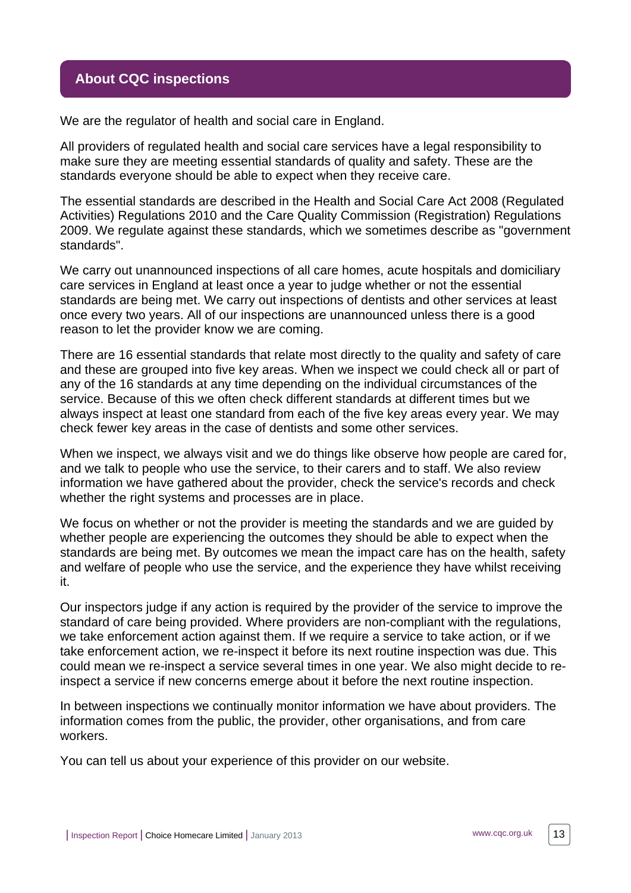## About CQC inspections

We are the regulator of health and social care in England.

All providers of regulated health and social care services have a legal responsibility to make sure they are meeting essential standards of quality and safety. These are the standards everyone should be able to expect when they receive care.

The essential standards are described in the Health and Social Care Act 2008 (Regulated Activities) Regulations 2010 and the Care Quality Commission (Registration) Regulations 2009. We regulate against these standards, which we sometimes describe as "government standards".

We carry out unannounced inspections of all care homes, acute hospitals and domiciliary care services in England at least once a year to judge whether or not the essential standards are being met. We carry out inspections of dentists and other services at least once every two years. All of our inspections are unannounced unless there is a good reason to let the provider know we are coming.

There are 16 essential standards that relate most directly to the quality and safety of care and these are grouped into five key areas. When we inspect we could check all or part of any of the 16 standards at any time depending on the individual circumstances of the service. Because of this we often check different standards at different times but we always inspect at least one standard from each of the five key areas every year. We may check fewer key areas in the case of dentists and some other services.

When we inspect, we always visit and we do things like observe how people are cared for, and we talk to people who use the service, to their carers and to staff. We also review information we have gathered about the provider, check the service's records and check whether the right systems and processes are in place.

We focus on whether or not the provider is meeting the standards and we are guided by whether people are experiencing the outcomes they should be able to expect when the standards are being met. By outcomes we mean the impact care has on the health, safety and welfare of people who use the service, and the experience they have whilst receiving it.

Our inspectors judge if any action is required by the provider of the service to improve the standard of care being provided. Where providers are non-compliant with the regulations, we take enforcement action against them. If we require a service to take action, or if we take enforcement action, we re-inspect it before its next routine inspection was due. This could mean we re-inspect a service several times in one year. We also might decide to re-inspect a service if new concerns emerge about it before the next routine inspection.

In between inspections we continually monitor information we have about providers. The information comes from the public, the provider, other organisations, and from care workers.

You can tell us about your experience of this provider on our website.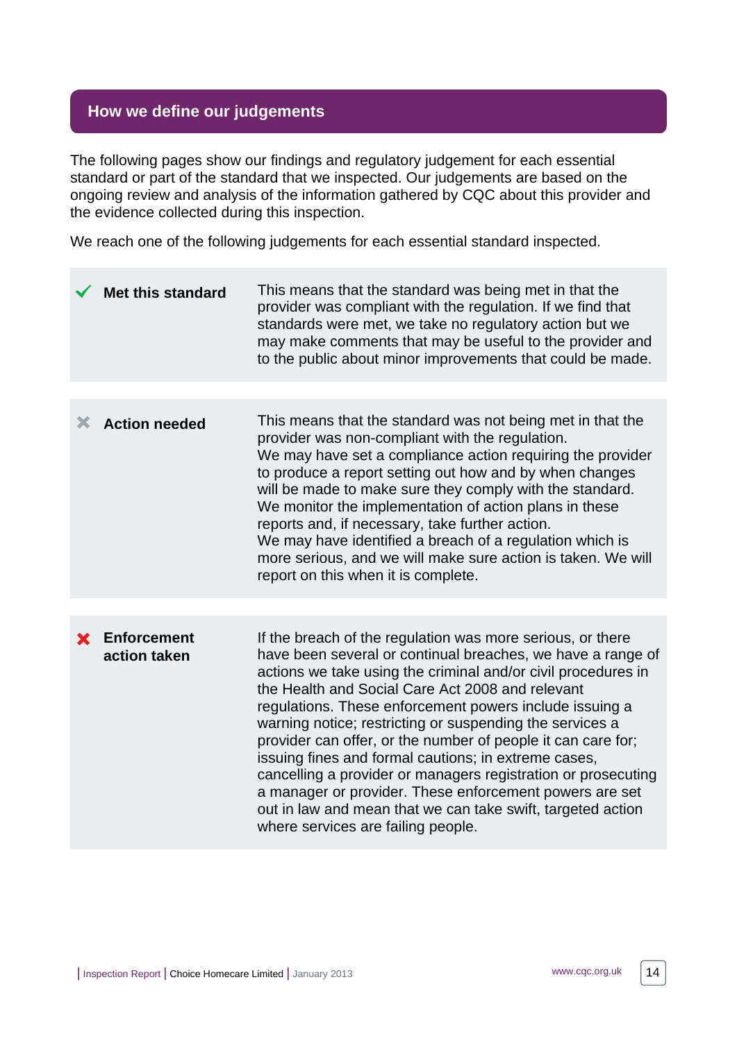## How we define our judgements

The following pages show our findings and regulatory judgement for each essential standard or part of the standard that we inspected. Our judgements are based on the ongoing review and analysis of the information gathered by CQC about this provider and the evidence collected during this inspection.

We reach one of the following judgements for each essential standard inspected.

| Judgement | Definition |
| --- | --- |
| ✔ **Met this standard** | This means that the standard was being met in that the provider was compliant with the regulation. If we find that standards were met, we take no regulatory action but we may make comments that may be useful to the provider and to the public about minor improvements that could be made. |
| ✖ **Action needed** | This means that the standard was not being met in that the provider was non-compliant with the regulation. We may have set a compliance action requiring the provider to produce a report setting out how and by when changes will be made to make sure they comply with the standard. We monitor the implementation of action plans in these reports and, if necessary, take further action. We may have identified a breach of a regulation which is more serious, and we will make sure action is taken. We will report on this when it is complete. |
| ✖ **Enforcement action taken** | If the breach of the regulation was more serious, or there have been several or continual breaches, we have a range of actions we take using the criminal and/or civil procedures in the Health and Social Care Act 2008 and relevant regulations. These enforcement powers include issuing a warning notice; restricting or suspending the services a provider can offer, or the number of people it can care for; issuing fines and formal cautions; in extreme cases, cancelling a provider or managers registration or prosecuting a manager or provider. These enforcement powers are set out in law and mean that we can take swift, targeted action where services are failing people. |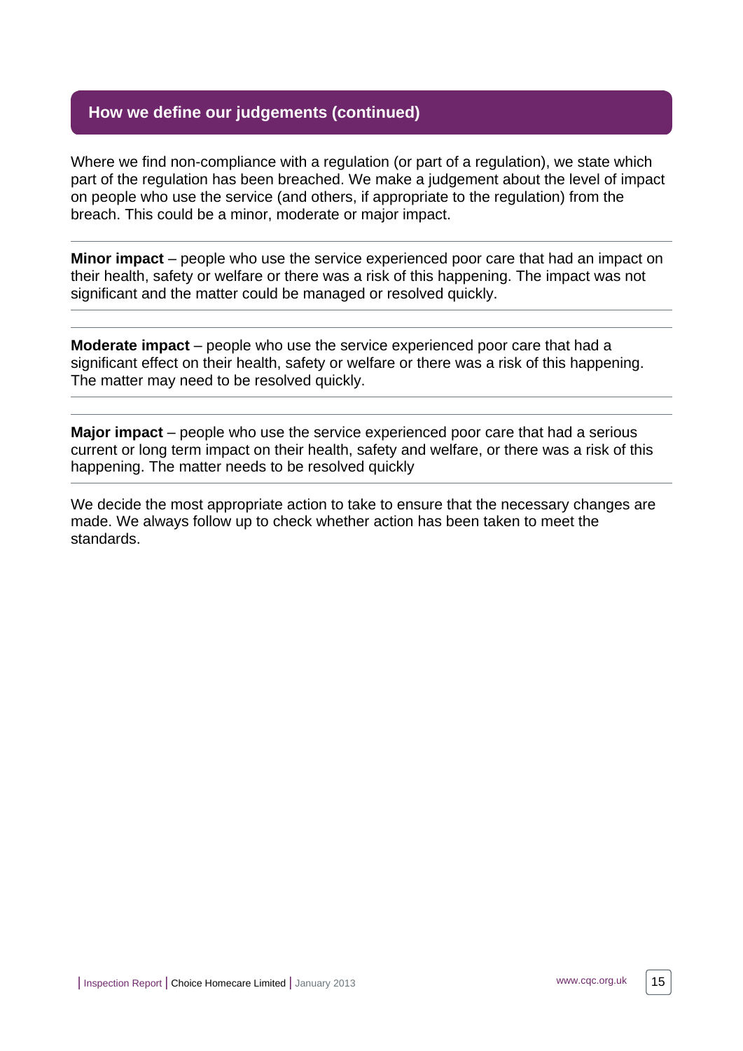## How we define our judgements (continued)

Where we find non-compliance with a regulation (or part of a regulation), we state which part of the regulation has been breached. We make a judgement about the level of impact on people who use the service (and others, if appropriate to the regulation) from the breach. This could be a minor, moderate or major impact.

**Minor impact** – people who use the service experienced poor care that had an impact on their health, safety or welfare or there was a risk of this happening. The impact was not significant and the matter could be managed or resolved quickly.

**Moderate impact** – people who use the service experienced poor care that had a significant effect on their health, safety or welfare or there was a risk of this happening. The matter may need to be resolved quickly.

**Major impact** – people who use the service experienced poor care that had a serious current or long term impact on their health, safety and welfare, or there was a risk of this happening. The matter needs to be resolved quickly

We decide the most appropriate action to take to ensure that the necessary changes are made. We always follow up to check whether action has been taken to meet the standards.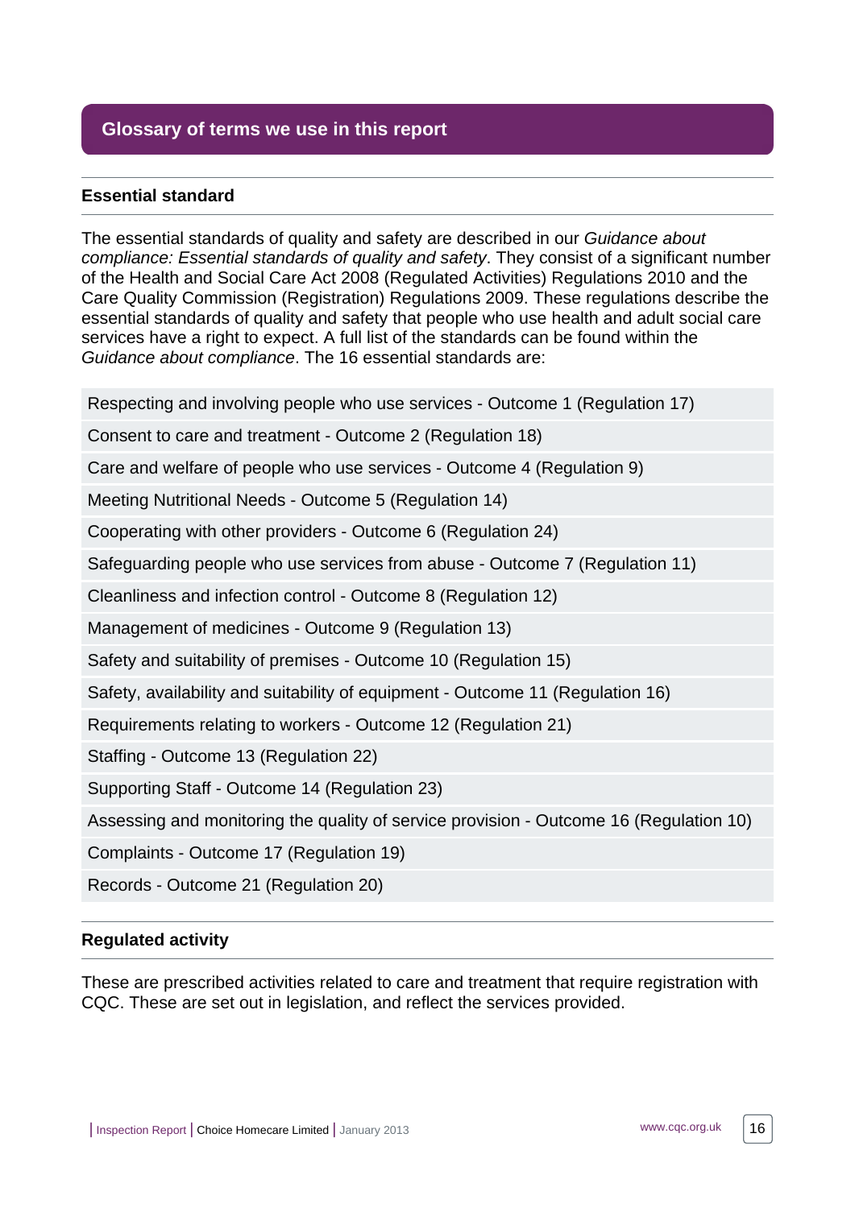## Glossary of terms we use in this report

### Essential standard

The essential standards of quality and safety are described in our *Guidance about compliance: Essential standards of quality and safety*. They consist of a significant number of the Health and Social Care Act 2008 (Regulated Activities) Regulations 2010 and the Care Quality Commission (Registration) Regulations 2009. These regulations describe the essential standards of quality and safety that people who use health and adult social care services have a right to expect. A full list of the standards can be found within the *Guidance about compliance*. The 16 essential standards are:

- Respecting and involving people who use services - Outcome 1 (Regulation 17)
- Consent to care and treatment - Outcome 2 (Regulation 18)
- Care and welfare of people who use services - Outcome 4 (Regulation 9)
- Meeting Nutritional Needs - Outcome 5 (Regulation 14)
- Cooperating with other providers - Outcome 6 (Regulation 24)
- Safeguarding people who use services from abuse - Outcome 7 (Regulation 11)
- Cleanliness and infection control - Outcome 8 (Regulation 12)
- Management of medicines - Outcome 9 (Regulation 13)
- Safety and suitability of premises - Outcome 10 (Regulation 15)
- Safety, availability and suitability of equipment - Outcome 11 (Regulation 16)
- Requirements relating to workers - Outcome 12 (Regulation 21)
- Staffing - Outcome 13 (Regulation 22)
- Supporting Staff - Outcome 14 (Regulation 23)
- Assessing and monitoring the quality of service provision - Outcome 16 (Regulation 10)
- Complaints - Outcome 17 (Regulation 19)
- Records - Outcome 21 (Regulation 20)

### Regulated activity

These are prescribed activities related to care and treatment that require registration with CQC. These are set out in legislation, and reflect the services provided.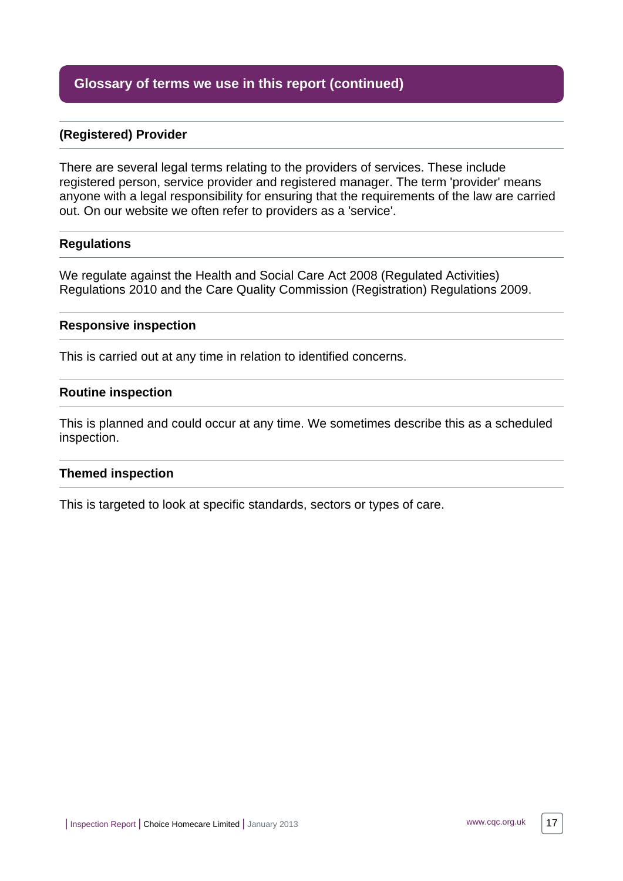## Glossary of terms we use in this report (continued)

### (Registered) Provider

There are several legal terms relating to the providers of services. These include registered person, service provider and registered manager. The term 'provider' means anyone with a legal responsibility for ensuring that the requirements of the law are carried out. On our website we often refer to providers as a 'service'.

### Regulations

We regulate against the Health and Social Care Act 2008 (Regulated Activities) Regulations 2010 and the Care Quality Commission (Registration) Regulations 2009.

### Responsive inspection

This is carried out at any time in relation to identified concerns.

### Routine inspection

This is planned and could occur at any time. We sometimes describe this as a scheduled inspection.

### Themed inspection

This is targeted to look at specific standards, sectors or types of care.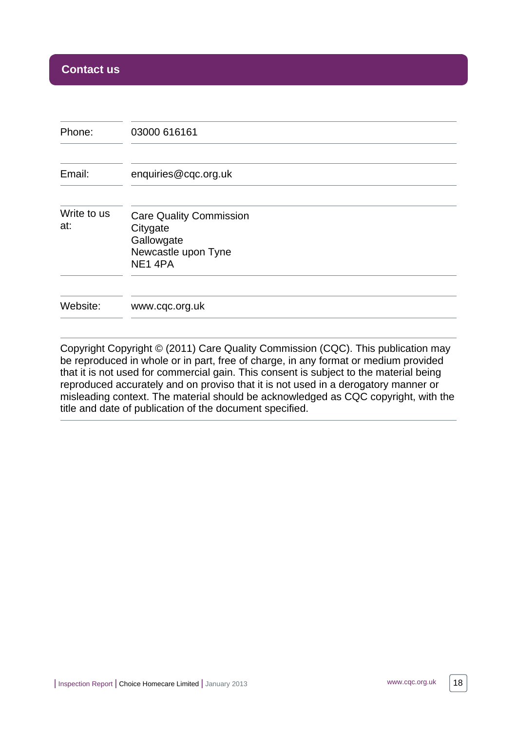## Contact us

| | |
|---|---|
| Phone: | 03000 616161 |
| Email: | enquiries@cqc.org.uk |
| Write to us at: | Care Quality Commission<br>Citygate<br>Gallowgate<br>Newcastle upon Tyne<br>NE1 4PA |
| Website: | www.cqc.org.uk |

Copyright Copyright © (2011) Care Quality Commission (CQC). This publication may be reproduced in whole or in part, free of charge, in any format or medium provided that it is not used for commercial gain. This consent is subject to the material being reproduced accurately and on proviso that it is not used in a derogatory manner or misleading context. The material should be acknowledged as CQC copyright, with the title and date of publication of the document specified.